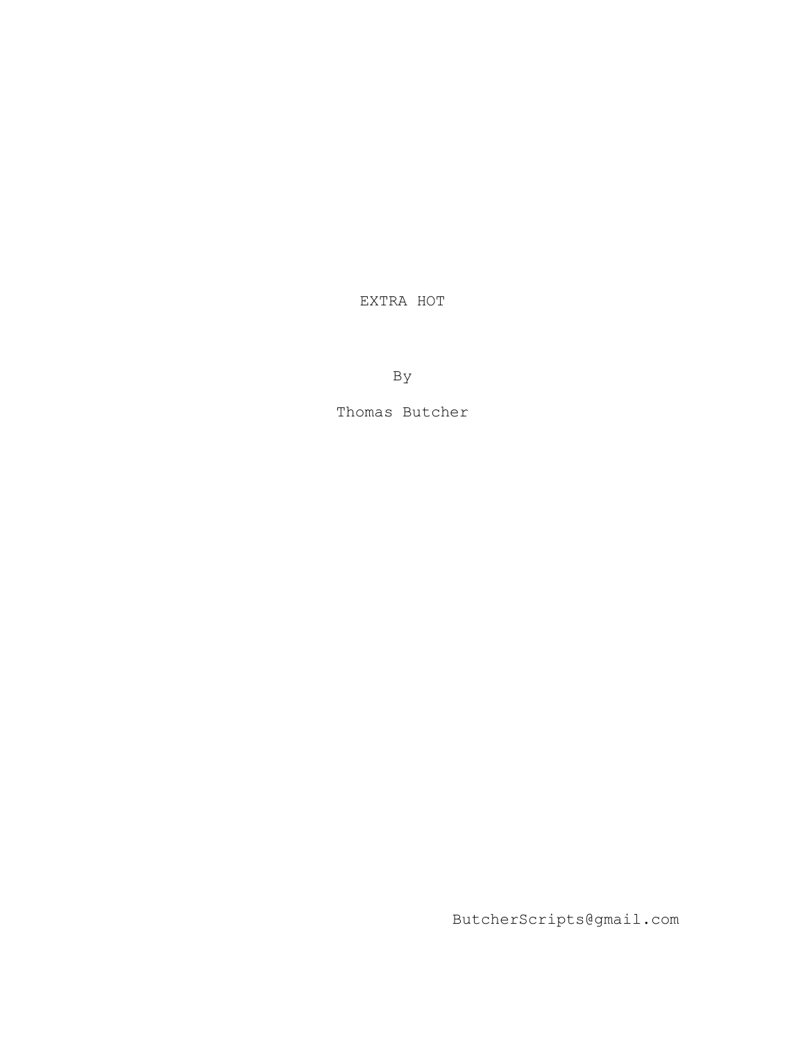# EXTRA HOT

By

Thomas Butcher

ButcherScripts@gmail.com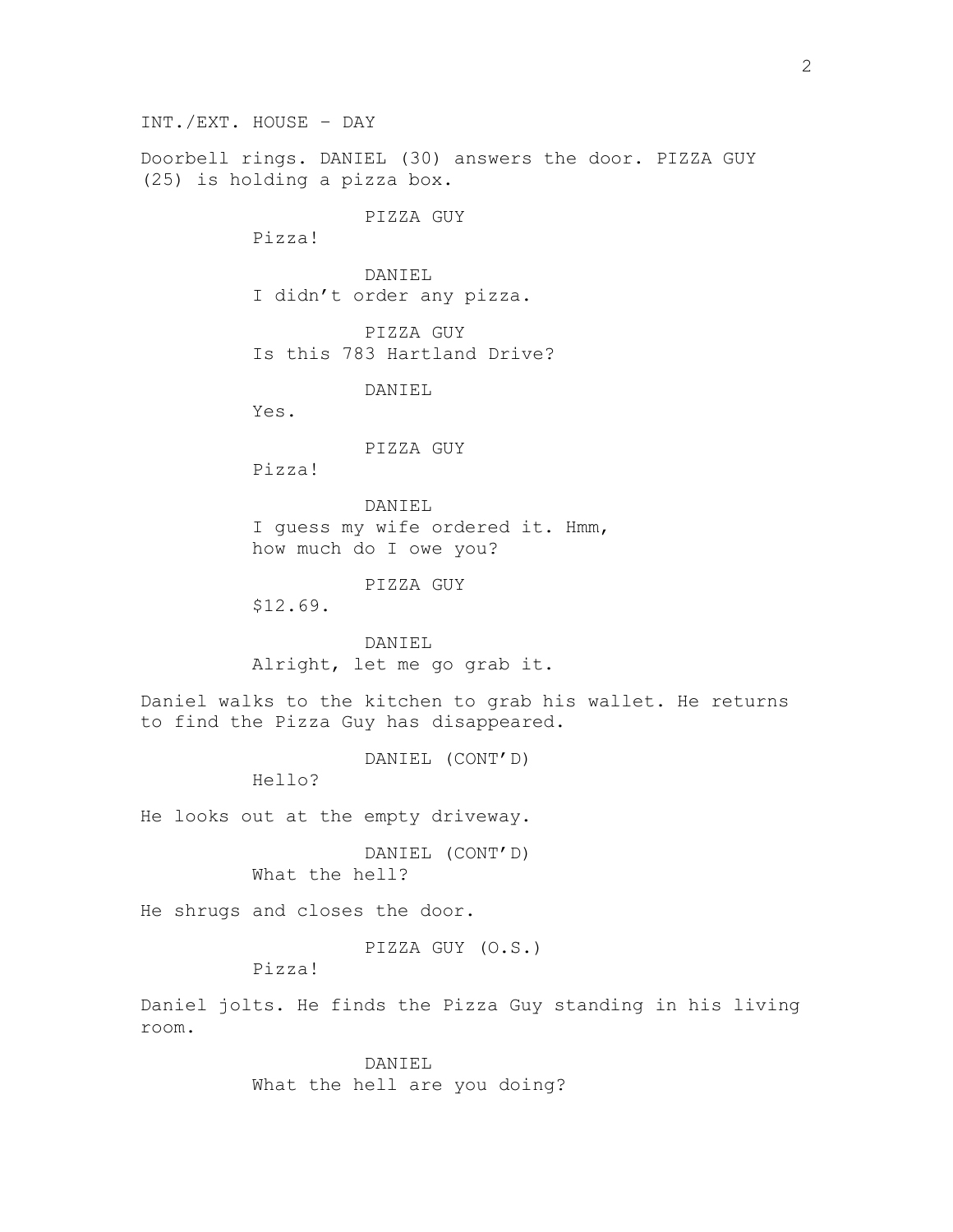INT./EXT. HOUSE – DAY

Doorbell rings. DANIEL (30) answers the door. PIZZA GUY (25) is holding a pizza box.

PIZZA GUY
Pizza!

DANIEL
I didn't order any pizza.

PIZZA GUY
Is this 783 Hartland Drive?

DANIEL
Yes.

PIZZA GUY
Pizza!

DANIEL
I guess my wife ordered it. Hmm, how much do I owe you?

PIZZA GUY
$12.69.

DANIEL
Alright, let me go grab it.

Daniel walks to the kitchen to grab his wallet. He returns to find the Pizza Guy has disappeared.

DANIEL (CONT'D)
Hello?

He looks out at the empty driveway.

DANIEL (CONT'D)
What the hell?

He shrugs and closes the door.

PIZZA GUY (O.S.)
Pizza!

Daniel jolts. He finds the Pizza Guy standing in his living room.

DANIEL
What the hell are you doing?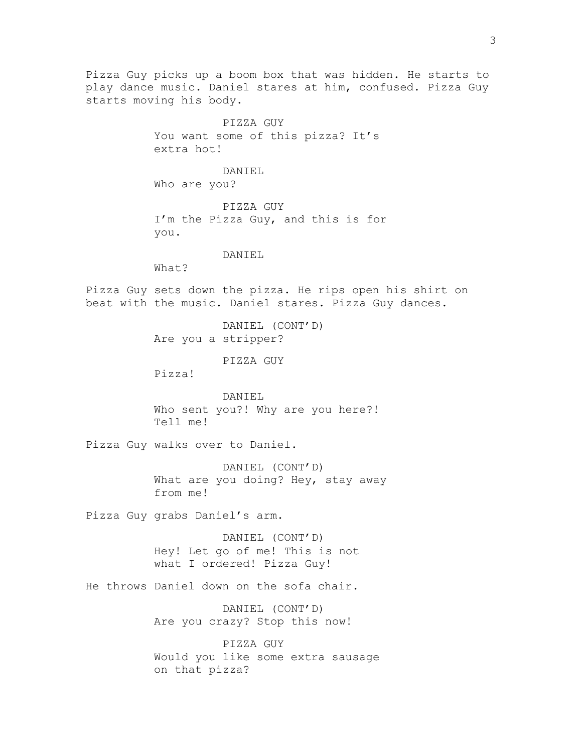Pizza Guy picks up a boom box that was hidden. He starts to play dance music. Daniel stares at him, confused. Pizza Guy starts moving his body.

PIZZA GUY
You want some of this pizza? It's extra hot!

DANIEL
Who are you?

PIZZA GUY
I'm the Pizza Guy, and this is for you.

DANIEL
What?

Pizza Guy sets down the pizza. He rips open his shirt on beat with the music. Daniel stares. Pizza Guy dances.

DANIEL (CONT'D)
Are you a stripper?

PIZZA GUY
Pizza!

DANIEL
Who sent you?! Why are you here?! Tell me!

Pizza Guy walks over to Daniel.

DANIEL (CONT'D)
What are you doing? Hey, stay away from me!

Pizza Guy grabs Daniel's arm.

DANIEL (CONT'D)
Hey! Let go of me! This is not what I ordered! Pizza Guy!

He throws Daniel down on the sofa chair.

DANIEL (CONT'D)
Are you crazy? Stop this now!

PIZZA GUY
Would you like some extra sausage on that pizza?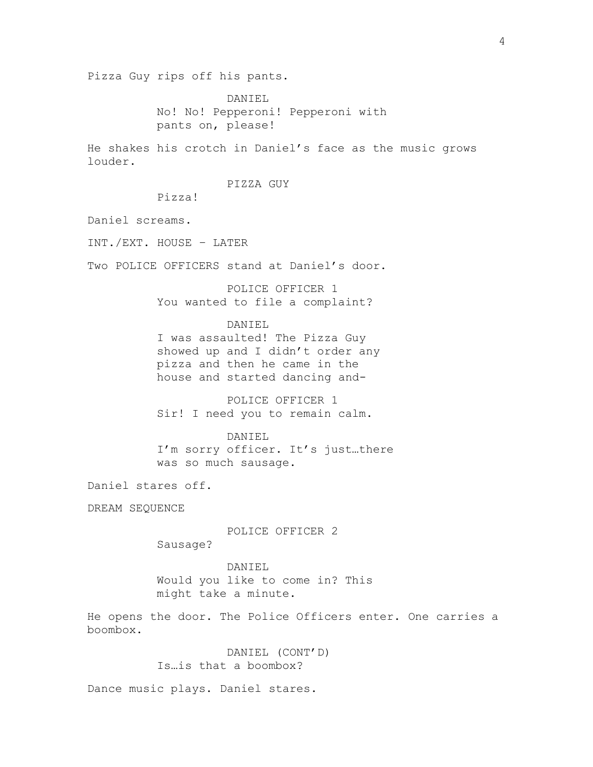Pizza Guy rips off his pants.

DANIEL
No! No! Pepperoni! Pepperoni with pants on, please!

He shakes his crotch in Daniel's face as the music grows louder.

PIZZA GUY
Pizza!

Daniel screams.

INT./EXT. HOUSE – LATER

Two POLICE OFFICERS stand at Daniel's door.

POLICE OFFICER 1
You wanted to file a complaint?

DANIEL
I was assaulted! The Pizza Guy showed up and I didn't order any pizza and then he came in the house and started dancing and-

POLICE OFFICER 1
Sir! I need you to remain calm.

DANIEL
I'm sorry officer. It's just…there was so much sausage.

Daniel stares off.

DREAM SEQUENCE

POLICE OFFICER 2
Sausage?

DANIEL
Would you like to come in? This might take a minute.

He opens the door. The Police Officers enter. One carries a boombox.

DANIEL (CONT'D)
Is…is that a boombox?

Dance music plays. Daniel stares.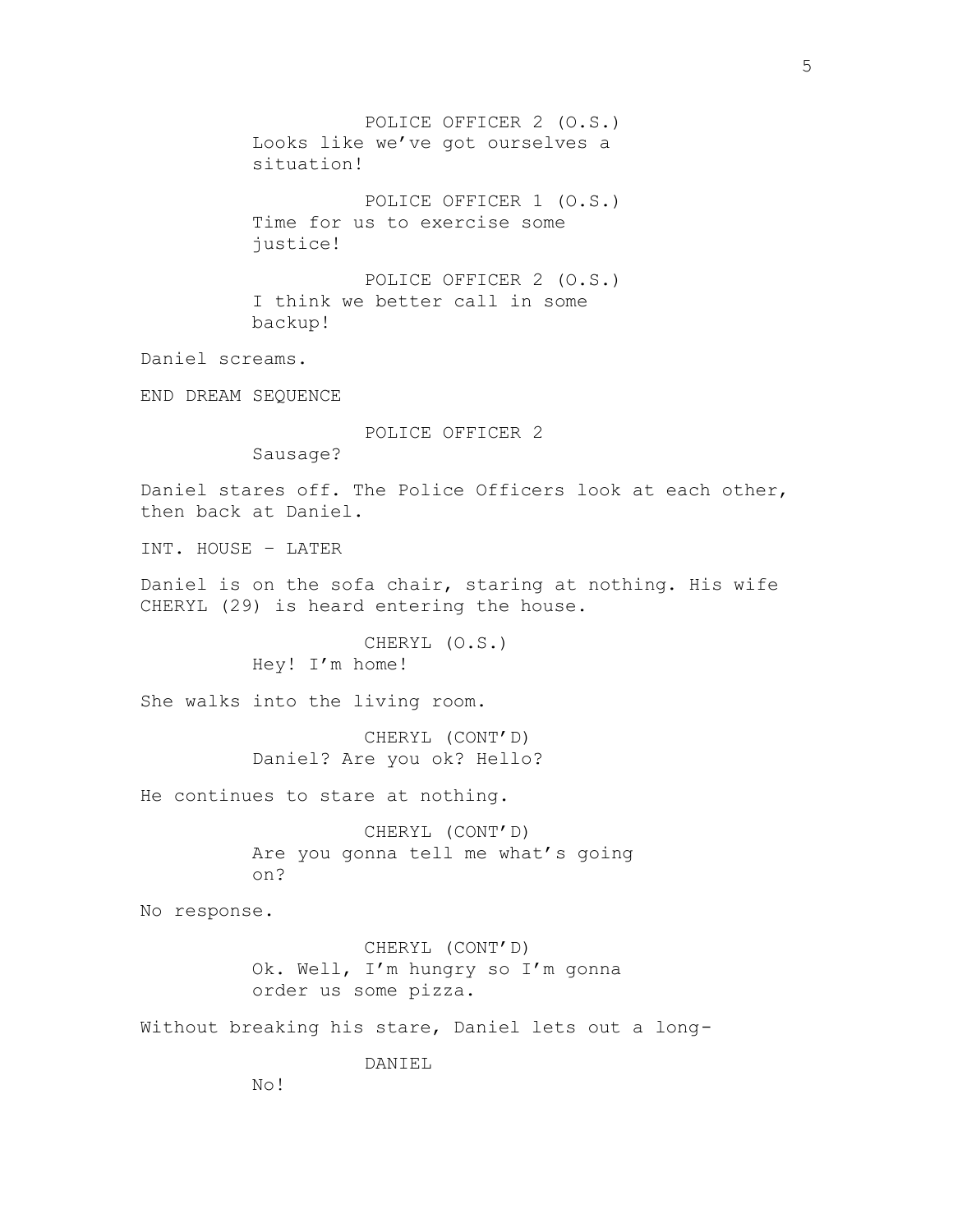POLICE OFFICER 2 (O.S.)
Looks like we've got ourselves a situation!

POLICE OFFICER 1 (O.S.)
Time for us to exercise some justice!

POLICE OFFICER 2 (O.S.)
I think we better call in some backup!

Daniel screams.

END DREAM SEQUENCE

POLICE OFFICER 2
Sausage?

Daniel stares off. The Police Officers look at each other, then back at Daniel.

INT. HOUSE – LATER

Daniel is on the sofa chair, staring at nothing. His wife CHERYL (29) is heard entering the house.

CHERYL (O.S.)
Hey! I'm home!

She walks into the living room.

CHERYL (CONT'D)
Daniel? Are you ok? Hello?

He continues to stare at nothing.

CHERYL (CONT'D)
Are you gonna tell me what's going on?

No response.

CHERYL (CONT'D)
Ok. Well, I'm hungry so I'm gonna order us some pizza.

Without breaking his stare, Daniel lets out a long-

DANIEL
No!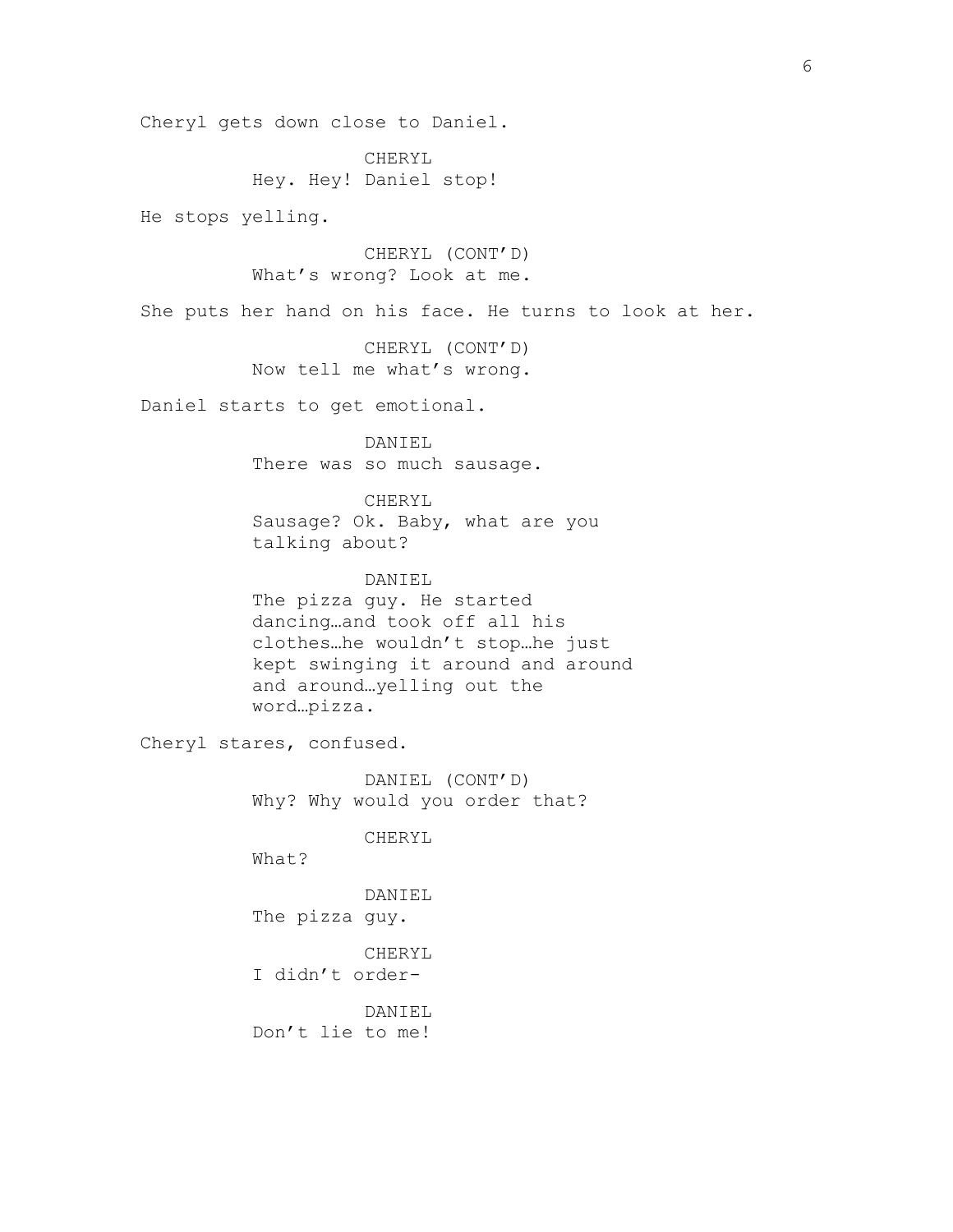Cheryl gets down close to Daniel.

CHERYL
Hey. Hey! Daniel stop!

He stops yelling.

CHERYL (CONT'D)
What's wrong? Look at me.

She puts her hand on his face. He turns to look at her.

CHERYL (CONT'D)
Now tell me what's wrong.

Daniel starts to get emotional.

DANIEL
There was so much sausage.

CHERYL
Sausage? Ok. Baby, what are you talking about?

DANIEL
The pizza guy. He started dancing…and took off all his clothes…he wouldn't stop…he just kept swinging it around and around and around…yelling out the word…pizza.

Cheryl stares, confused.

DANIEL (CONT'D)
Why? Why would you order that?

CHERYL
What?

DANIEL
The pizza guy.

CHERYL
I didn't order-

DANIEL
Don't lie to me!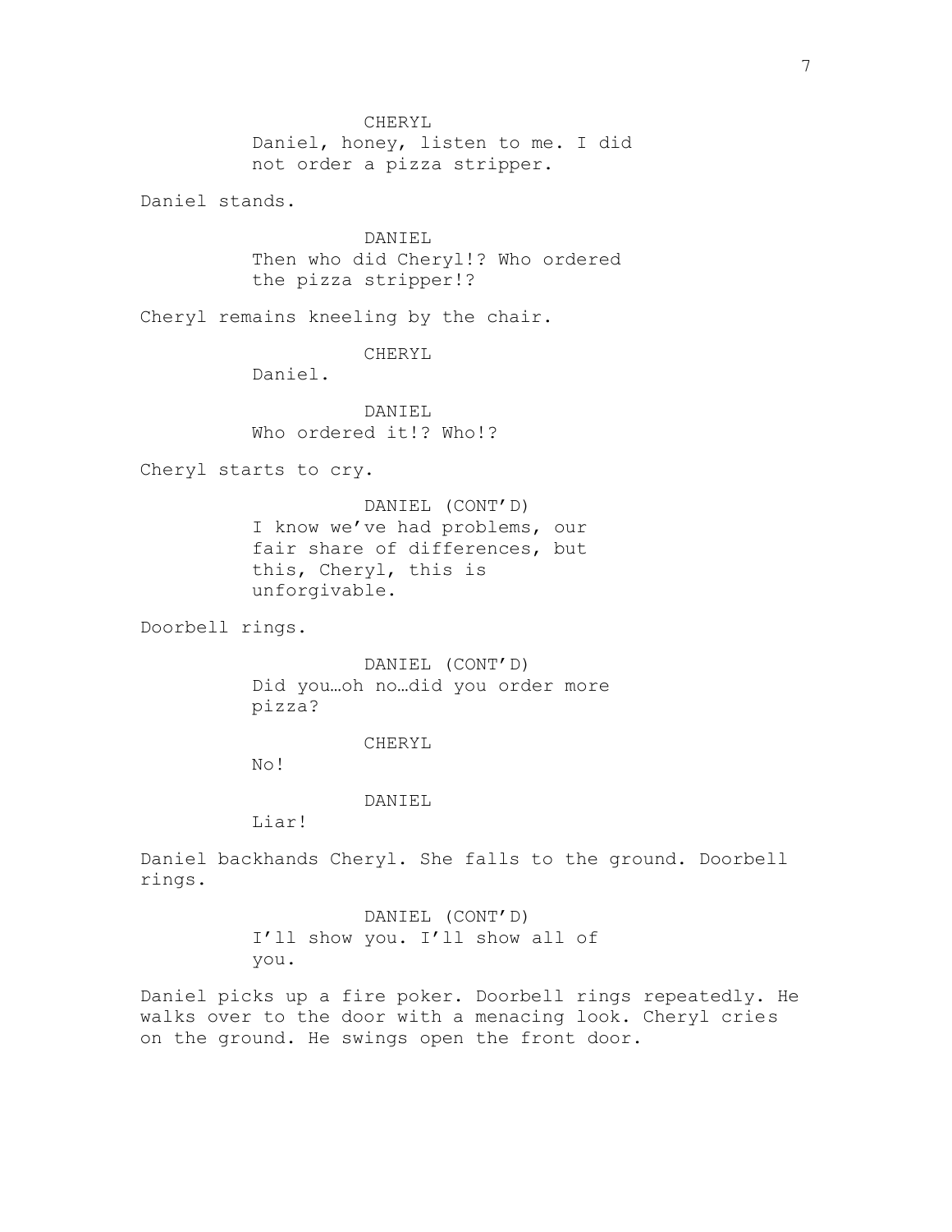CHERYL

Daniel, honey, listen to me. I did not order a pizza stripper.

Daniel stands.

DANIEL

Then who did Cheryl!? Who ordered the pizza stripper!?

Cheryl remains kneeling by the chair.

CHERYL

Daniel.

DANIEL

Who ordered it!? Who!?

Cheryl starts to cry.

DANIEL (CONT'D)

I know we've had problems, our fair share of differences, but this, Cheryl, this is unforgivable.

Doorbell rings.

DANIEL (CONT'D)

Did you…oh no…did you order more pizza?

CHERYL

No!

DANIEL

Liar!

Daniel backhands Cheryl. She falls to the ground. Doorbell rings.

DANIEL (CONT'D)

I'll show you. I'll show all of you.

Daniel picks up a fire poker. Doorbell rings repeatedly. He walks over to the door with a menacing look. Cheryl cries on the ground. He swings open the front door.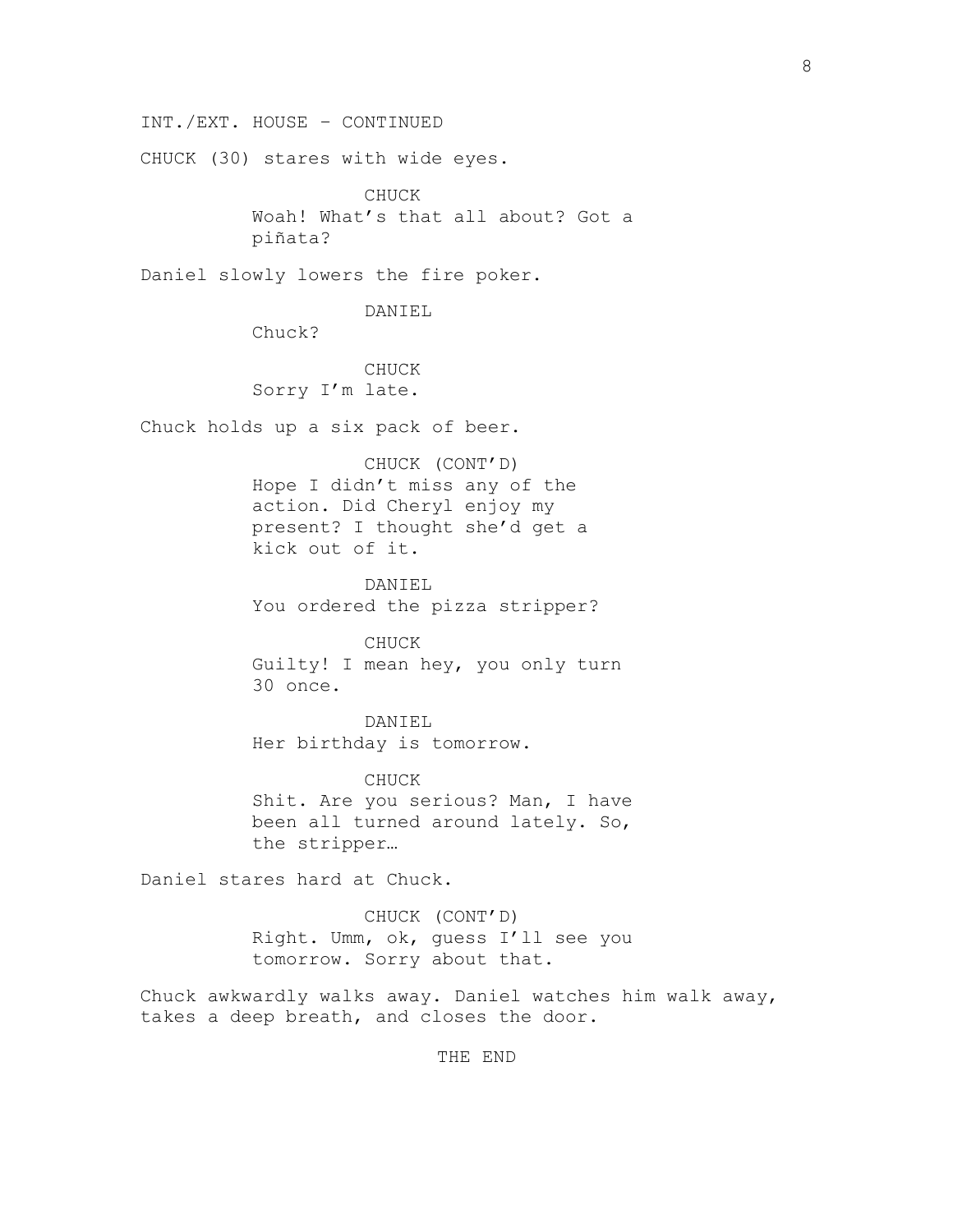INT./EXT. HOUSE – CONTINUED

CHUCK (30) stares with wide eyes.

CHUCK
Woah! What's that all about? Got a piñata?

Daniel slowly lowers the fire poker.

DANIEL
Chuck?

CHUCK
Sorry I'm late.

Chuck holds up a six pack of beer.

CHUCK (CONT'D)
Hope I didn't miss any of the action. Did Cheryl enjoy my present? I thought she'd get a kick out of it.

DANIEL
You ordered the pizza stripper?

CHUCK
Guilty! I mean hey, you only turn 30 once.

DANIEL
Her birthday is tomorrow.

CHUCK
Shit. Are you serious? Man, I have been all turned around lately. So, the stripper…

Daniel stares hard at Chuck.

CHUCK (CONT'D)
Right. Umm, ok, guess I'll see you tomorrow. Sorry about that.

Chuck awkwardly walks away. Daniel watches him walk away, takes a deep breath, and closes the door.

THE END